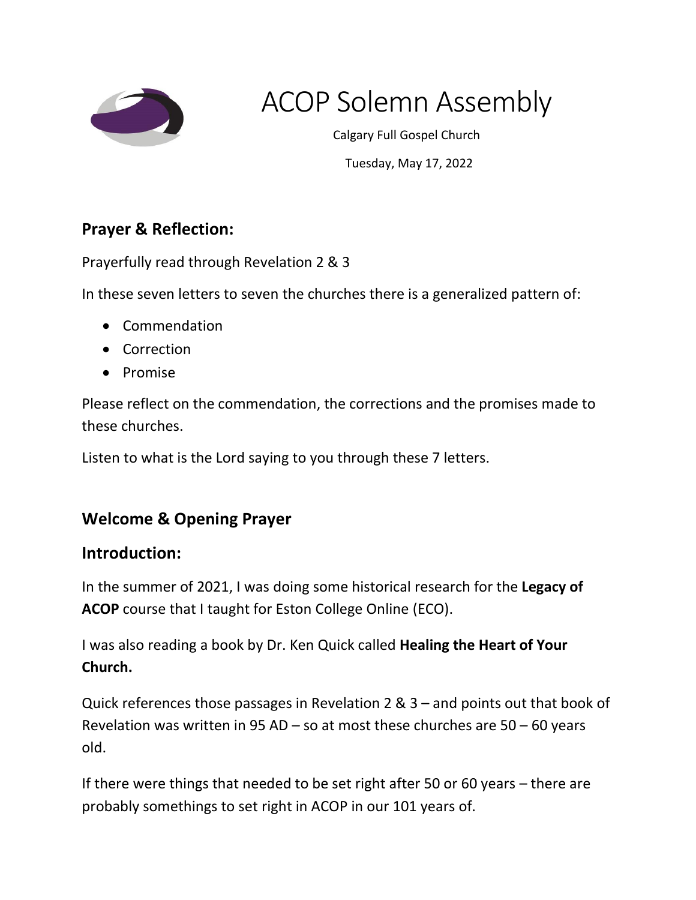# ACOP Solemn Assembly

Calgary Full Gospel Church

Tuesday, May 17, 2022

## Prayer & Reflection:

Prayerfully read through Revelation 2 & 3

In these seven letters to seven the churches there is a generalized pattern of:

- Commendation
- Correction
- Promise

Please reflect on the commendation, the corrections and the promises made to these churches.

Listen to what is the Lord saying to you through these 7 letters.

## Welcome & Opening Prayer

## Introduction:

In the summer of 2021, I was doing some historical research for the **Legacy of ACOP** course that I taught for Eston College Online (ECO).

I was also reading a book by Dr. Ken Quick called **Healing the Heart of Your Church.**

Quick references those passages in Revelation 2 & 3 – and points out that book of Revelation was written in 95 AD – so at most these churches are 50 – 60 years old.

If there were things that needed to be set right after 50 or 60 years – there are probably somethings to set right in ACOP in our 101 years of.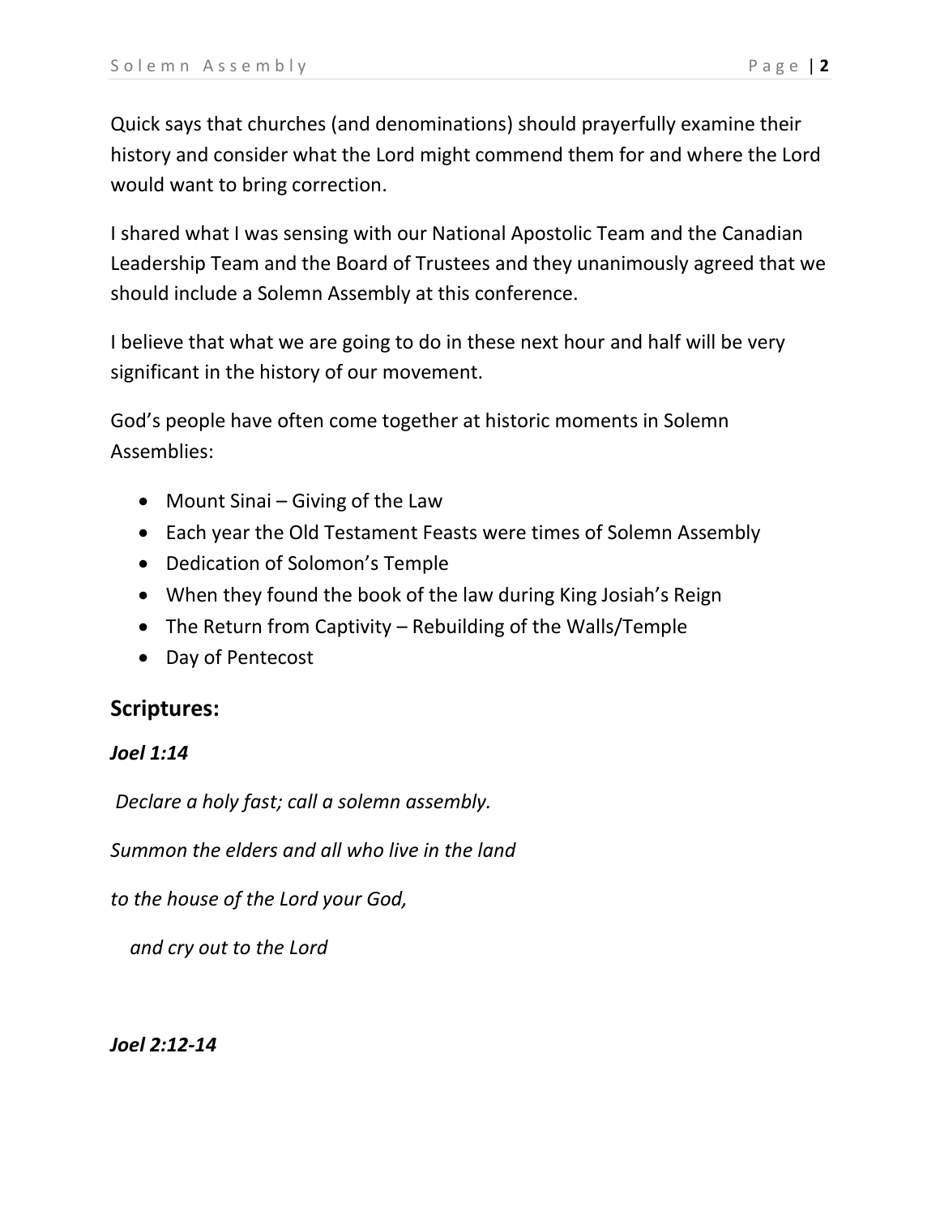Quick says that churches (and denominations) should prayerfully examine their history and consider what the Lord might commend them for and where the Lord would want to bring correction.

I shared what I was sensing with our National Apostolic Team and the Canadian Leadership Team and the Board of Trustees and they unanimously agreed that we should include a Solemn Assembly at this conference.

I believe that what we are going to do in these next hour and half will be very significant in the history of our movement.

God's people have often come together at historic moments in Solemn Assemblies:

- Mount Sinai – Giving of the Law
- Each year the Old Testament Feasts were times of Solemn Assembly
- Dedication of Solomon's Temple
- When they found the book of the law during King Josiah's Reign
- The Return from Captivity – Rebuilding of the Walls/Temple
- Day of Pentecost

## Scriptures:

***Joel 1:14***

*Declare a holy fast; call a solemn assembly.*

*Summon the elders and all who live in the land*

*to the house of the Lord your God,*

*and cry out to the Lord*

***Joel 2:12-14***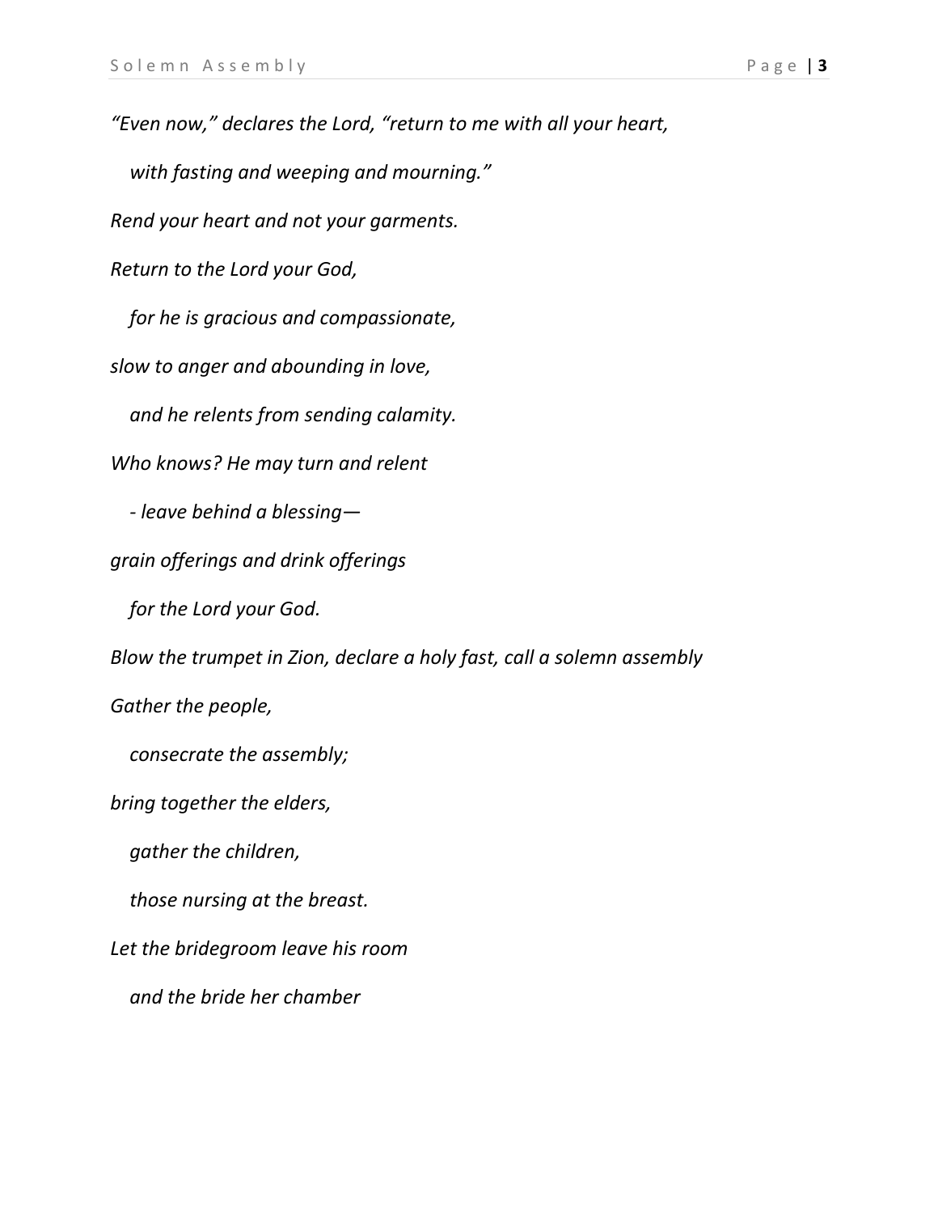*"Even now," declares the Lord, "return to me with all your heart,*

*with fasting and weeping and mourning."*

*Rend your heart and not your garments.*

*Return to the Lord your God,*

*for he is gracious and compassionate,*

*slow to anger and abounding in love,*

*and he relents from sending calamity.*

*Who knows? He may turn and relent*

*- leave behind a blessing—*

*grain offerings and drink offerings*

*for the Lord your God.*

*Blow the trumpet in Zion, declare a holy fast, call a solemn assembly*

*Gather the people,*

*consecrate the assembly;*

*bring together the elders,*

*gather the children,*

*those nursing at the breast.*

*Let the bridegroom leave his room*

*and the bride her chamber*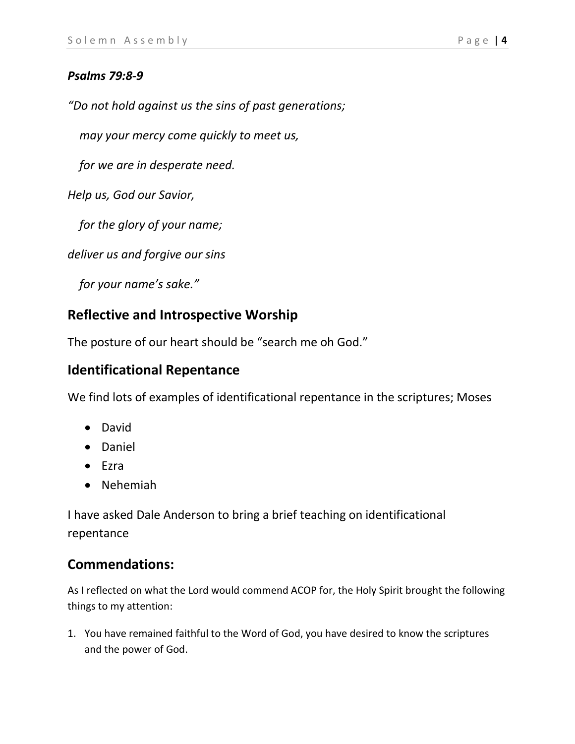***Psalms 79:8-9***

*"Do not hold against us the sins of past generations;*

*may your mercy come quickly to meet us,*

*for we are in desperate need.*

*Help us, God our Savior,*

*for the glory of your name;*

*deliver us and forgive our sins*

*for your name's sake."*

## Reflective and Introspective Worship

The posture of our heart should be "search me oh God."

## Identificational Repentance

We find lots of examples of identificational repentance in the scriptures; Moses

- David
- Daniel
- Ezra
- Nehemiah

I have asked Dale Anderson to bring a brief teaching on identificational repentance

## Commendations:

As I reflected on what the Lord would commend ACOP for, the Holy Spirit brought the following things to my attention:

1. You have remained faithful to the Word of God, you have desired to know the scriptures and the power of God.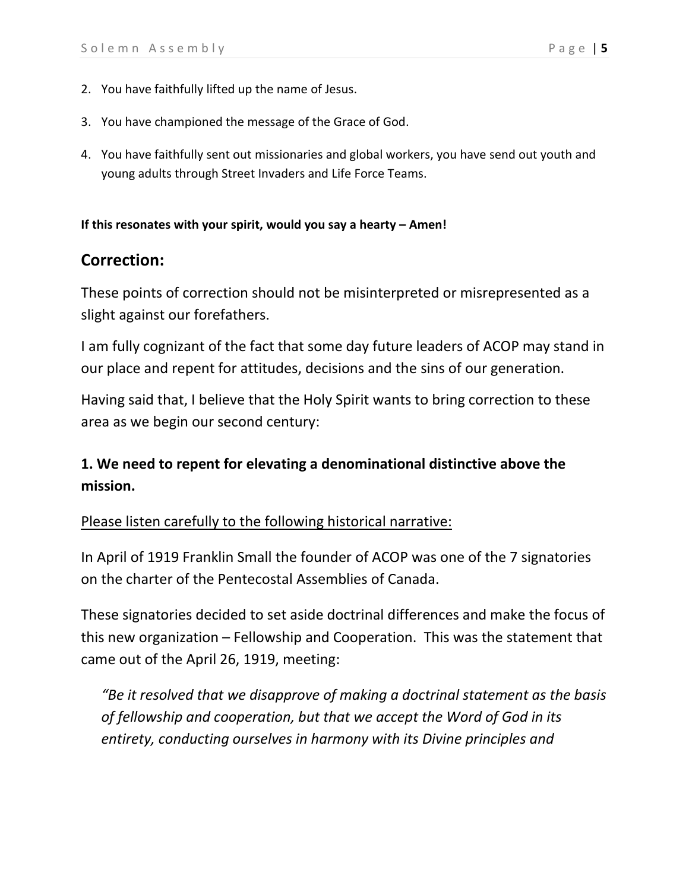2. You have faithfully lifted up the name of Jesus.

3. You have championed the message of the Grace of God.

4. You have faithfully sent out missionaries and global workers, you have send out youth and young adults through Street Invaders and Life Force Teams.

**If this resonates with your spirit, would you say a hearty – Amen!**

## Correction:

These points of correction should not be misinterpreted or misrepresented as a slight against our forefathers.

I am fully cognizant of the fact that some day future leaders of ACOP may stand in our place and repent for attitudes, decisions and the sins of our generation.

Having said that, I believe that the Holy Spirit wants to bring correction to these area as we begin our second century:

### 1. We need to repent for elevating a denominational distinctive above the mission.

<u>Please listen carefully to the following historical narrative:</u>

In April of 1919 Franklin Small the founder of ACOP was one of the 7 signatories on the charter of the Pentecostal Assemblies of Canada.

These signatories decided to set aside doctrinal differences and make the focus of this new organization – Fellowship and Cooperation. This was the statement that came out of the April 26, 1919, meeting:

> *"Be it resolved that we disapprove of making a doctrinal statement as the basis of fellowship and cooperation, but that we accept the Word of God in its entirety, conducting ourselves in harmony with its Divine principles and*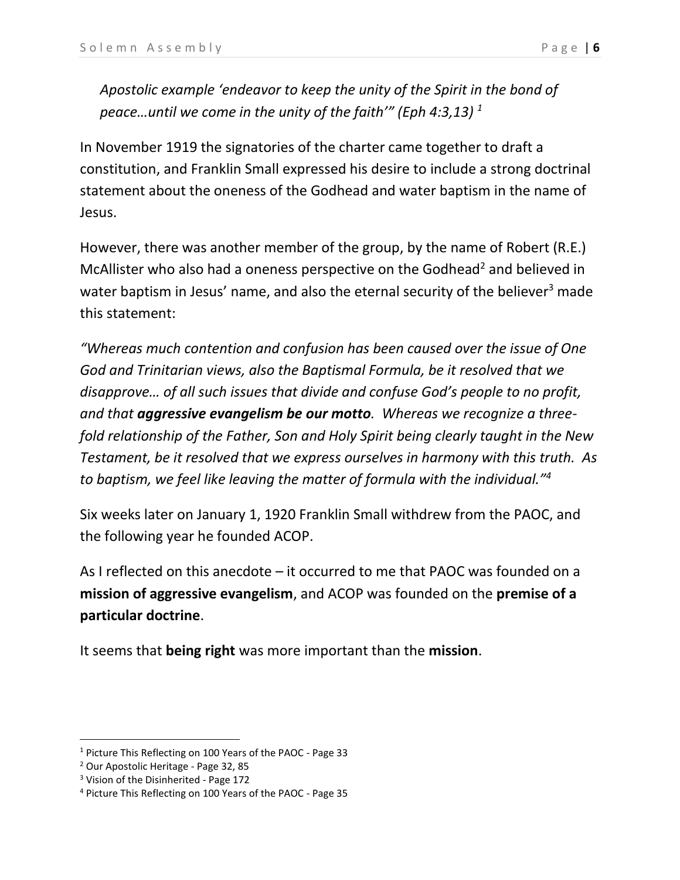*Apostolic example 'endeavor to keep the unity of the Spirit in the bond of peace…until we come in the unity of the faith'" (Eph 4:3,13)* [1]

In November 1919 the signatories of the charter came together to draft a constitution, and Franklin Small expressed his desire to include a strong doctrinal statement about the oneness of the Godhead and water baptism in the name of Jesus.

However, there was another member of the group, by the name of Robert (R.E.) McAllister who also had a oneness perspective on the Godhead[2] and believed in water baptism in Jesus' name, and also the eternal security of the believer[3] made this statement:

*"Whereas much contention and confusion has been caused over the issue of One God and Trinitarian views, also the Baptismal Formula, be it resolved that we disapprove… of all such issues that divide and confuse God's people to no profit, and that **aggressive evangelism be our motto**. Whereas we recognize a three-fold relationship of the Father, Son and Holy Spirit being clearly taught in the New Testament, be it resolved that we express ourselves in harmony with this truth. As to baptism, we feel like leaving the matter of formula with the individual."*[4]

Six weeks later on January 1, 1920 Franklin Small withdrew from the PAOC, and the following year he founded ACOP.

As I reflected on this anecdote – it occurred to me that PAOC was founded on a **mission of aggressive evangelism**, and ACOP was founded on the **premise of a particular doctrine**.

It seems that **being right** was more important than the **mission**.

---

[1] Picture This Reflecting on 100 Years of the PAOC - Page 33
[2] Our Apostolic Heritage - Page 32, 85
[3] Vision of the Disinherited - Page 172
[4] Picture This Reflecting on 100 Years of the PAOC - Page 35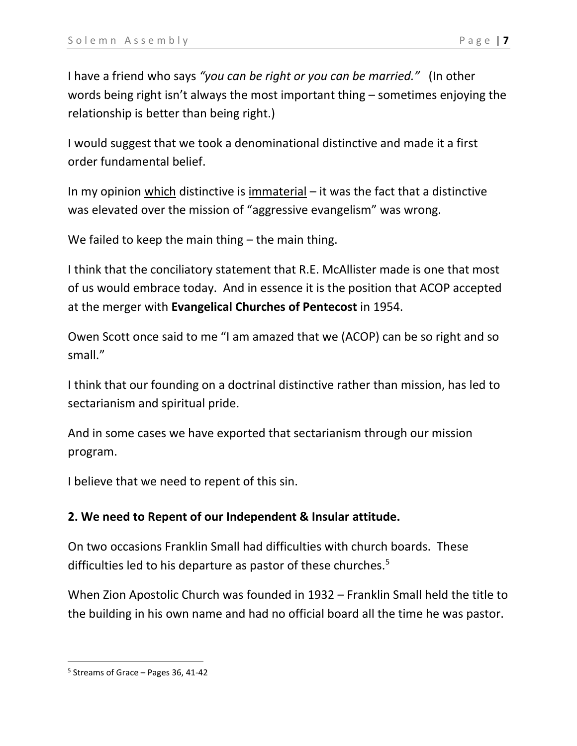I have a friend who says *"you can be right or you can be married."* (In other words being right isn't always the most important thing – sometimes enjoying the relationship is better than being right.)

I would suggest that we took a denominational distinctive and made it a first order fundamental belief.

In my opinion <u>which</u> distinctive is <u>immaterial</u> – it was the fact that a distinctive was elevated over the mission of "aggressive evangelism" was wrong.

We failed to keep the main thing – the main thing.

I think that the conciliatory statement that R.E. McAllister made is one that most of us would embrace today. And in essence it is the position that ACOP accepted at the merger with **Evangelical Churches of Pentecost** in 1954.

Owen Scott once said to me "I am amazed that we (ACOP) can be so right and so small."

I think that our founding on a doctrinal distinctive rather than mission, has led to sectarianism and spiritual pride.

And in some cases we have exported that sectarianism through our mission program.

I believe that we need to repent of this sin.

**2. We need to Repent of our Independent & Insular attitude.**

On two occasions Franklin Small had difficulties with church boards. These difficulties led to his departure as pastor of these churches.[5]

When Zion Apostolic Church was founded in 1932 – Franklin Small held the title to the building in his own name and had no official board all the time he was pastor.

[5] Streams of Grace – Pages 36, 41-42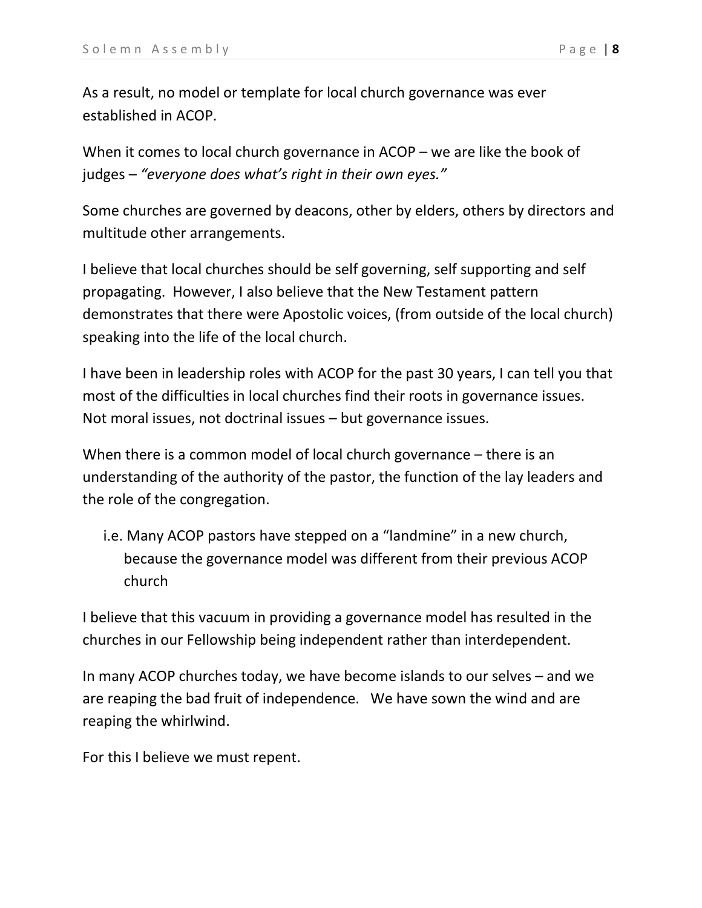As a result, no model or template for local church governance was ever established in ACOP.

When it comes to local church governance in ACOP – we are like the book of judges – *"everyone does what's right in their own eyes."*

Some churches are governed by deacons, other by elders, others by directors and multitude other arrangements.

I believe that local churches should be self governing, self supporting and self propagating. However, I also believe that the New Testament pattern demonstrates that there were Apostolic voices, (from outside of the local church) speaking into the life of the local church.

I have been in leadership roles with ACOP for the past 30 years, I can tell you that most of the difficulties in local churches find their roots in governance issues. Not moral issues, not doctrinal issues – but governance issues.

When there is a common model of local church governance – there is an understanding of the authority of the pastor, the function of the lay leaders and the role of the congregation.

i.e. Many ACOP pastors have stepped on a "landmine" in a new church, because the governance model was different from their previous ACOP church

I believe that this vacuum in providing a governance model has resulted in the churches in our Fellowship being independent rather than interdependent.

In many ACOP churches today, we have become islands to our selves – and we are reaping the bad fruit of independence. We have sown the wind and are reaping the whirlwind.

For this I believe we must repent.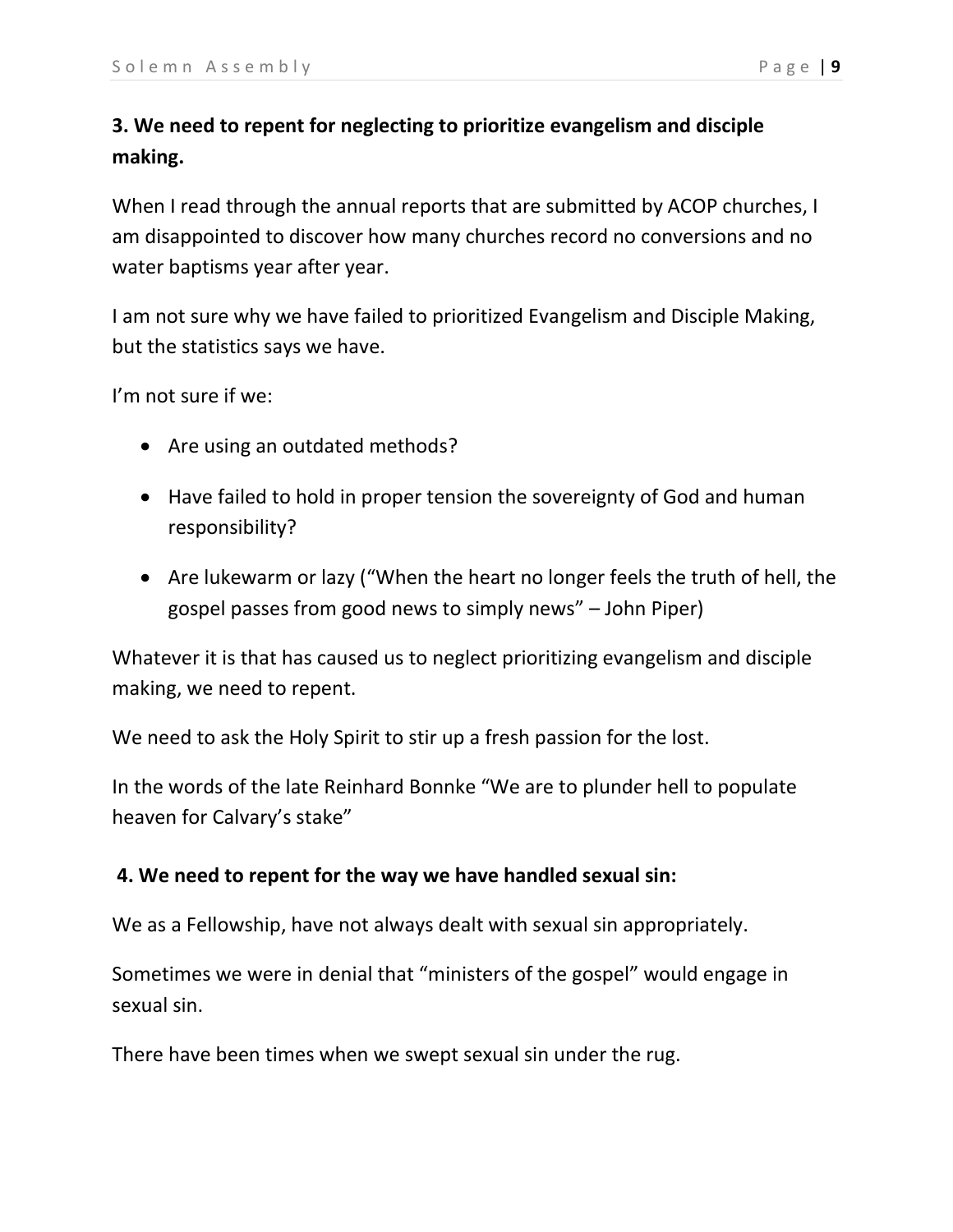### 3. We need to repent for neglecting to prioritize evangelism and disciple making.

When I read through the annual reports that are submitted by ACOP churches, I am disappointed to discover how many churches record no conversions and no water baptisms year after year.

I am not sure why we have failed to prioritized Evangelism and Disciple Making, but the statistics says we have.

I'm not sure if we:

- Are using an outdated methods?
- Have failed to hold in proper tension the sovereignty of God and human responsibility?
- Are lukewarm or lazy ("When the heart no longer feels the truth of hell, the gospel passes from good news to simply news" – John Piper)

Whatever it is that has caused us to neglect prioritizing evangelism and disciple making, we need to repent.

We need to ask the Holy Spirit to stir up a fresh passion for the lost.

In the words of the late Reinhard Bonnke "We are to plunder hell to populate heaven for Calvary's stake"

### 4. We need to repent for the way we have handled sexual sin:

We as a Fellowship, have not always dealt with sexual sin appropriately.

Sometimes we were in denial that "ministers of the gospel" would engage in sexual sin.

There have been times when we swept sexual sin under the rug.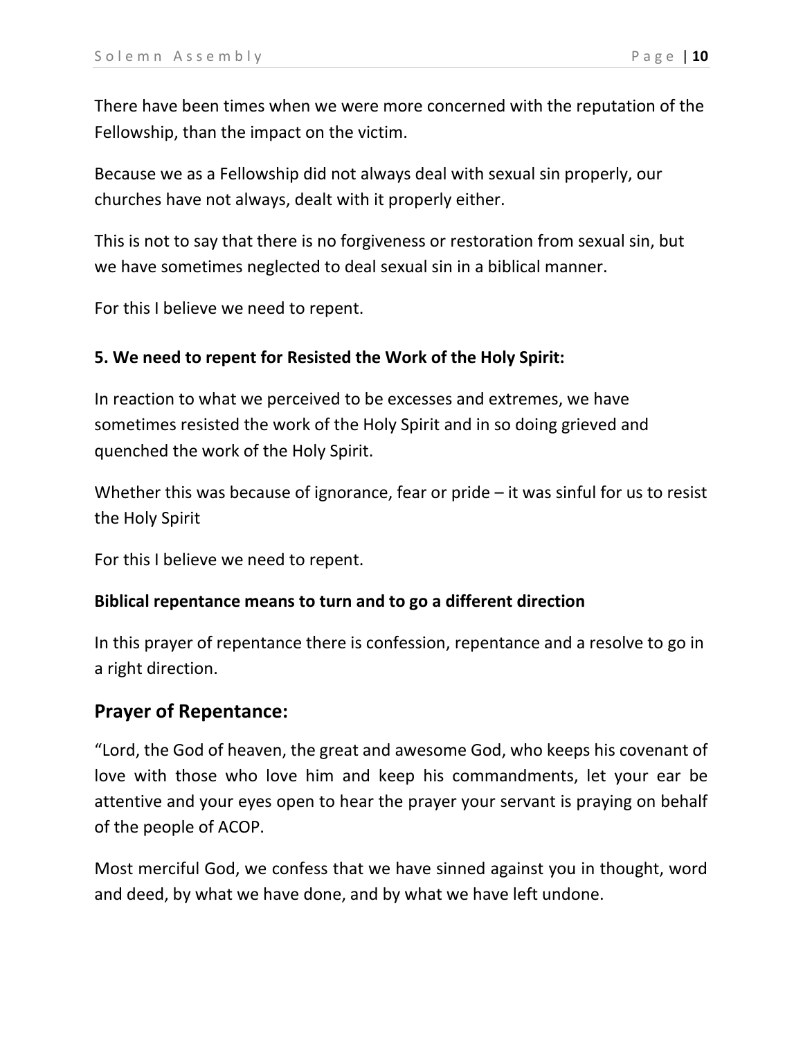There have been times when we were more concerned with the reputation of the Fellowship, than the impact on the victim.

Because we as a Fellowship did not always deal with sexual sin properly, our churches have not always, dealt with it properly either.

This is not to say that there is no forgiveness or restoration from sexual sin, but we have sometimes neglected to deal sexual sin in a biblical manner.

For this I believe we need to repent.

**5. We need to repent for Resisted the Work of the Holy Spirit:**

In reaction to what we perceived to be excesses and extremes, we have sometimes resisted the work of the Holy Spirit and in so doing grieved and quenched the work of the Holy Spirit.

Whether this was because of ignorance, fear or pride – it was sinful for us to resist the Holy Spirit

For this I believe we need to repent.

**Biblical repentance means to turn and to go a different direction**

In this prayer of repentance there is confession, repentance and a resolve to go in a right direction.

## Prayer of Repentance:

"Lord, the God of heaven, the great and awesome God, who keeps his covenant of love with those who love him and keep his commandments, let your ear be attentive and your eyes open to hear the prayer your servant is praying on behalf of the people of ACOP.

Most merciful God, we confess that we have sinned against you in thought, word and deed, by what we have done, and by what we have left undone.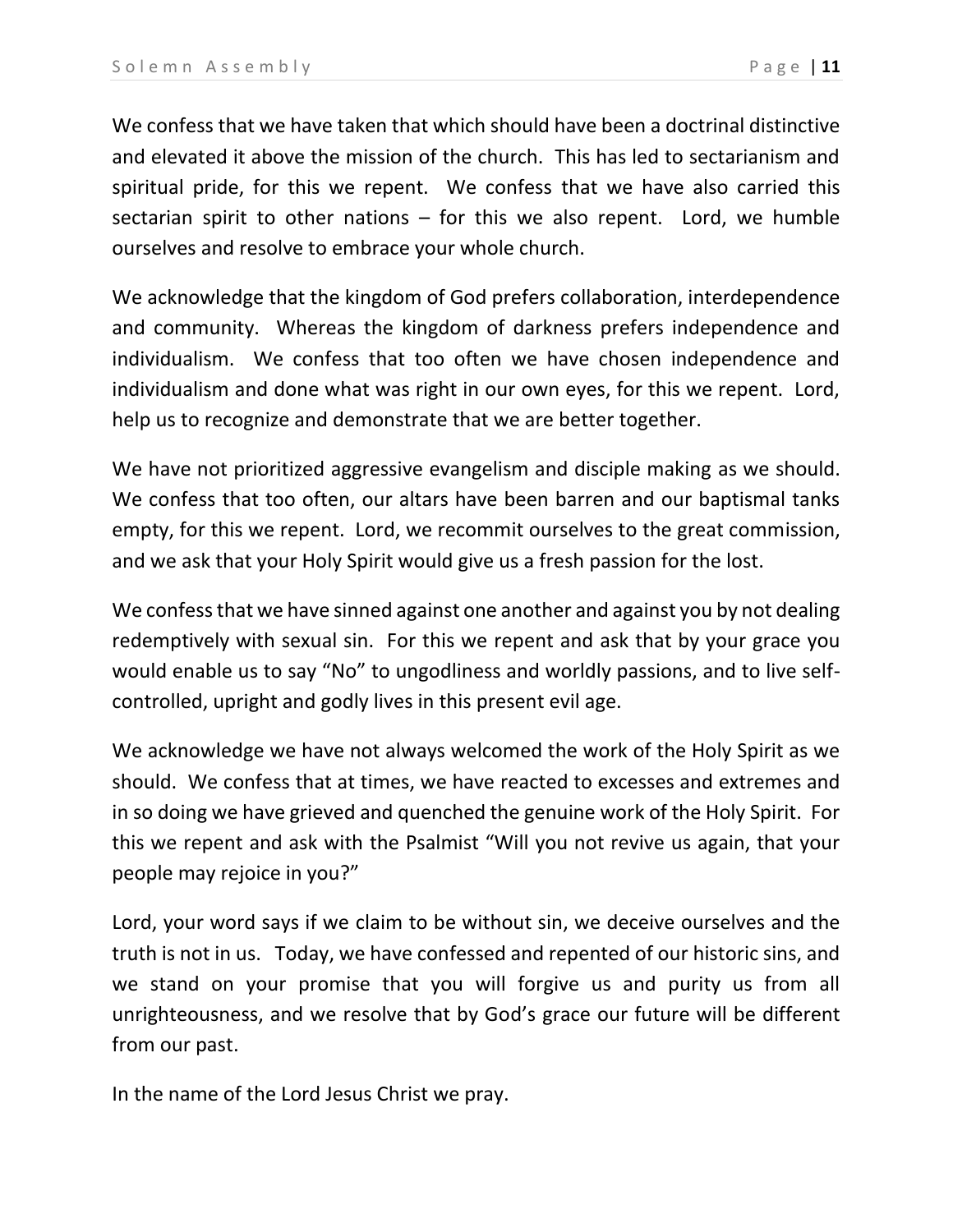We confess that we have taken that which should have been a doctrinal distinctive and elevated it above the mission of the church. This has led to sectarianism and spiritual pride, for this we repent. We confess that we have also carried this sectarian spirit to other nations – for this we also repent. Lord, we humble ourselves and resolve to embrace your whole church.

We acknowledge that the kingdom of God prefers collaboration, interdependence and community. Whereas the kingdom of darkness prefers independence and individualism. We confess that too often we have chosen independence and individualism and done what was right in our own eyes, for this we repent. Lord, help us to recognize and demonstrate that we are better together.

We have not prioritized aggressive evangelism and disciple making as we should. We confess that too often, our altars have been barren and our baptismal tanks empty, for this we repent. Lord, we recommit ourselves to the great commission, and we ask that your Holy Spirit would give us a fresh passion for the lost.

We confess that we have sinned against one another and against you by not dealing redemptively with sexual sin. For this we repent and ask that by your grace you would enable us to say "No" to ungodliness and worldly passions, and to live self-controlled, upright and godly lives in this present evil age.

We acknowledge we have not always welcomed the work of the Holy Spirit as we should. We confess that at times, we have reacted to excesses and extremes and in so doing we have grieved and quenched the genuine work of the Holy Spirit. For this we repent and ask with the Psalmist "Will you not revive us again, that your people may rejoice in you?"

Lord, your word says if we claim to be without sin, we deceive ourselves and the truth is not in us. Today, we have confessed and repented of our historic sins, and we stand on your promise that you will forgive us and purity us from all unrighteousness, and we resolve that by God's grace our future will be different from our past.

In the name of the Lord Jesus Christ we pray.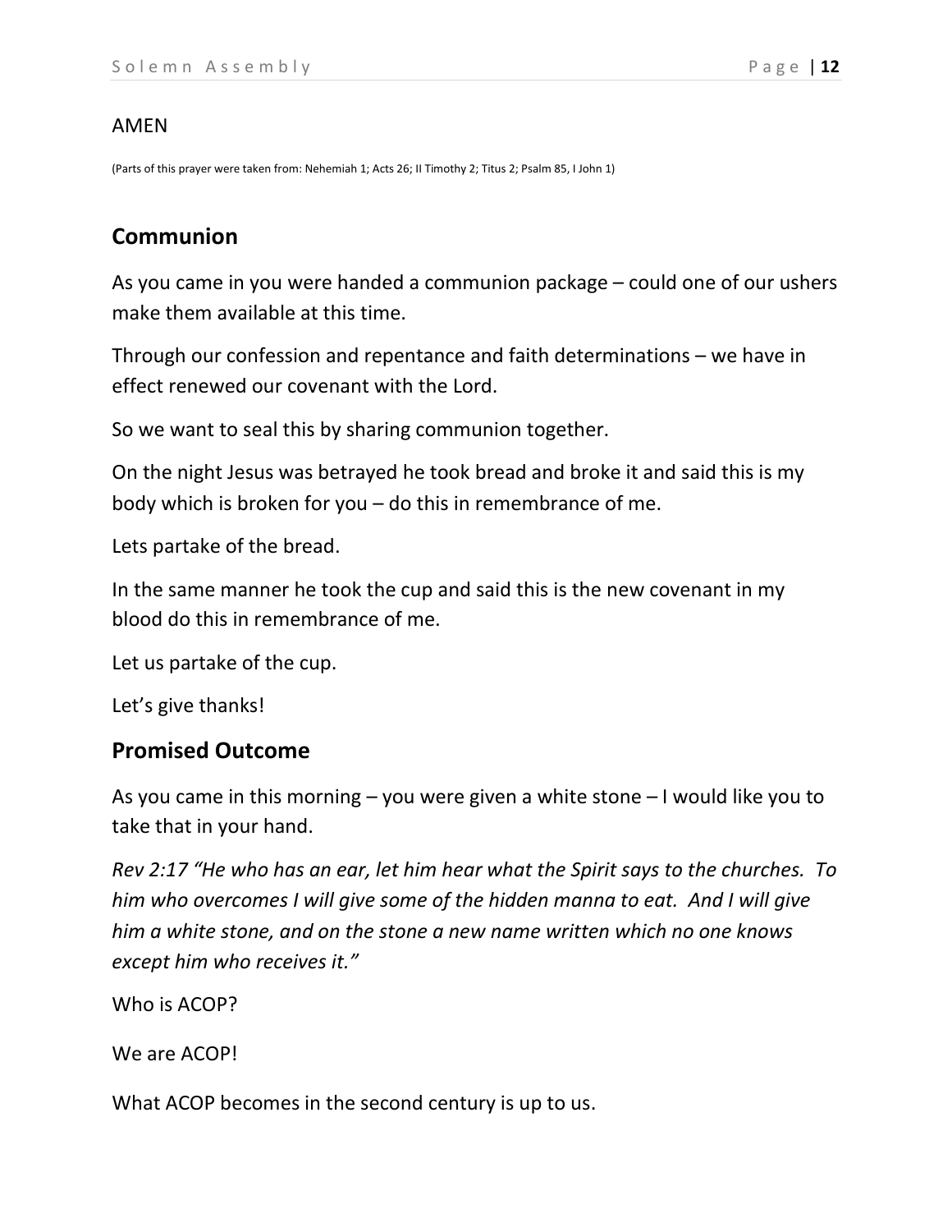AMEN

(Parts of this prayer were taken from: Nehemiah 1; Acts 26; II Timothy 2; Titus 2; Psalm 85, I John 1)

## Communion

As you came in you were handed a communion package – could one of our ushers make them available at this time.

Through our confession and repentance and faith determinations – we have in effect renewed our covenant with the Lord.

So we want to seal this by sharing communion together.

On the night Jesus was betrayed he took bread and broke it and said this is my body which is broken for you – do this in remembrance of me.

Lets partake of the bread.

In the same manner he took the cup and said this is the new covenant in my blood do this in remembrance of me.

Let us partake of the cup.

Let's give thanks!

## Promised Outcome

As you came in this morning – you were given a white stone – I would like you to take that in your hand.

*Rev 2:17 "He who has an ear, let him hear what the Spirit says to the churches. To him who overcomes I will give some of the hidden manna to eat. And I will give him a white stone, and on the stone a new name written which no one knows except him who receives it."*

Who is ACOP?

We are ACOP!

What ACOP becomes in the second century is up to us.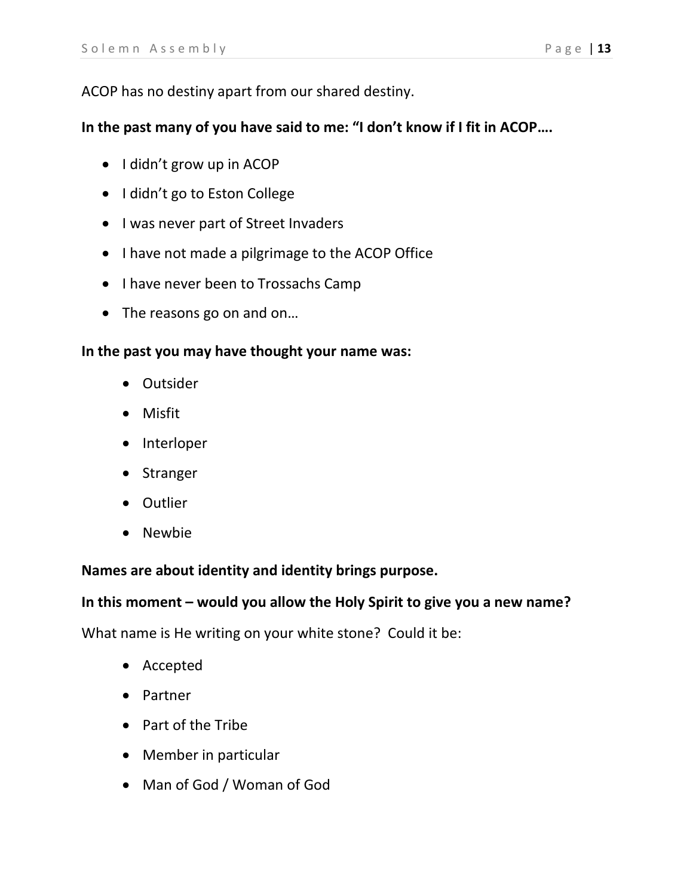ACOP has no destiny apart from our shared destiny.

**In the past many of you have said to me: "I don't know if I fit in ACOP….**

- I didn't grow up in ACOP
- I didn't go to Eston College
- I was never part of Street Invaders
- I have not made a pilgrimage to the ACOP Office
- I have never been to Trossachs Camp
- The reasons go on and on…

**In the past you may have thought your name was:**

- Outsider
- Misfit
- Interloper
- Stranger
- Outlier
- Newbie

**Names are about identity and identity brings purpose.**

**In this moment – would you allow the Holy Spirit to give you a new name?**

What name is He writing on your white stone? Could it be:

- Accepted
- Partner
- Part of the Tribe
- Member in particular
- Man of God / Woman of God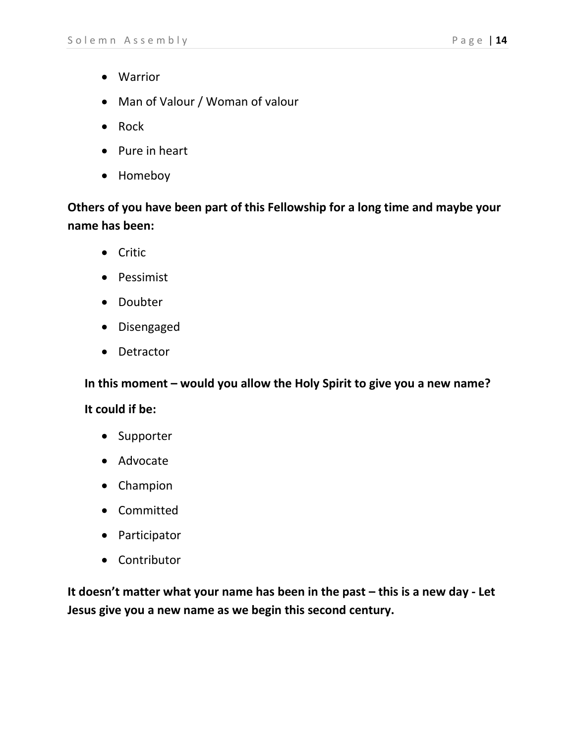- Warrior
- Man of Valour / Woman of valour
- Rock
- Pure in heart
- Homeboy

**Others of you have been part of this Fellowship for a long time and maybe your name has been:**

- Critic
- Pessimist
- Doubter
- Disengaged
- Detractor

**In this moment – would you allow the Holy Spirit to give you a new name?**

**It could if be:**

- Supporter
- Advocate
- Champion
- Committed
- Participator
- Contributor

**It doesn't matter what your name has been in the past – this is a new day - Let Jesus give you a new name as we begin this second century.**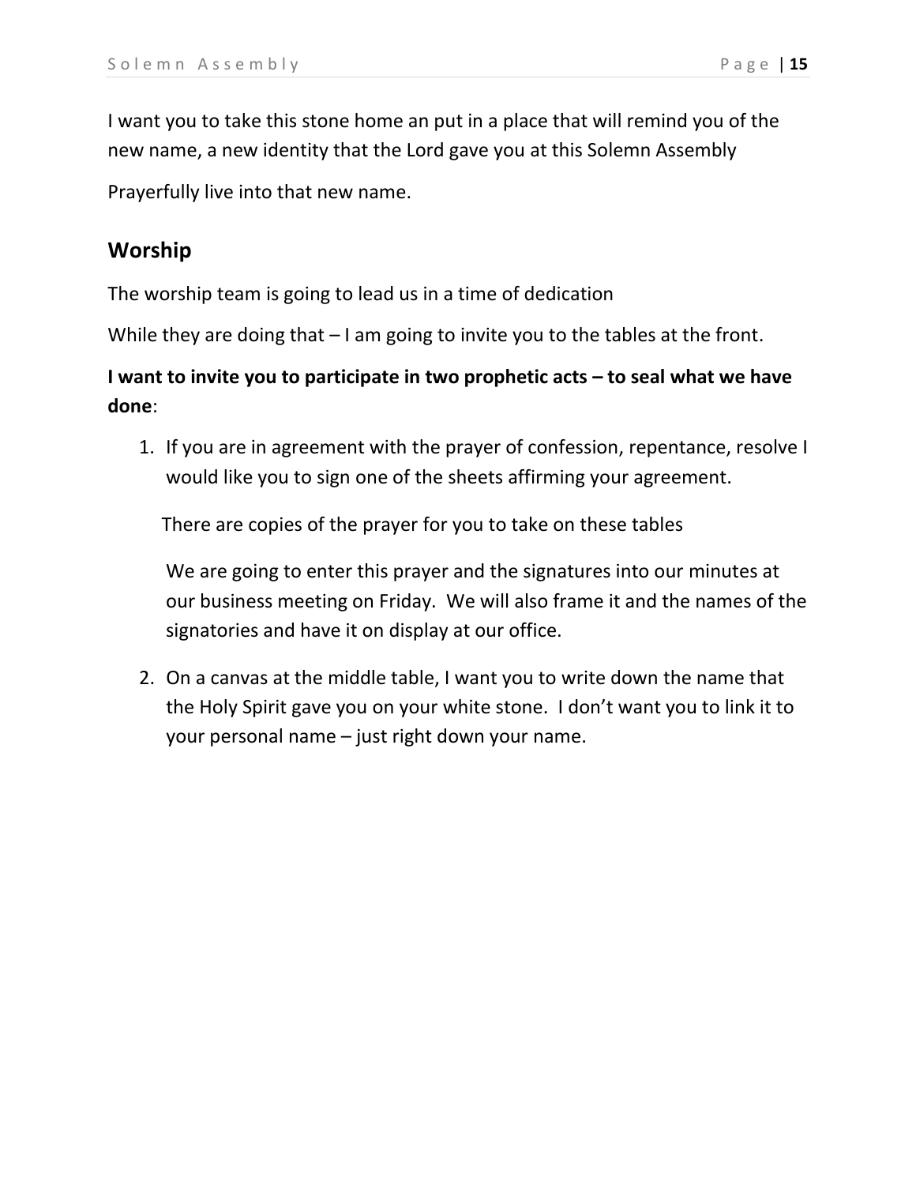I want you to take this stone home an put in a place that will remind you of the new name, a new identity that the Lord gave you at this Solemn Assembly

Prayerfully live into that new name.

## Worship

The worship team is going to lead us in a time of dedication

While they are doing that – I am going to invite you to the tables at the front.

**I want to invite you to participate in two prophetic acts – to seal what we have done**:

1. If you are in agreement with the prayer of confession, repentance, resolve I would like you to sign one of the sheets affirming your agreement.

   There are copies of the prayer for you to take on these tables

   We are going to enter this prayer and the signatures into our minutes at our business meeting on Friday. We will also frame it and the names of the signatories and have it on display at our office.

2. On a canvas at the middle table, I want you to write down the name that the Holy Spirit gave you on your white stone. I don't want you to link it to your personal name – just right down your name.